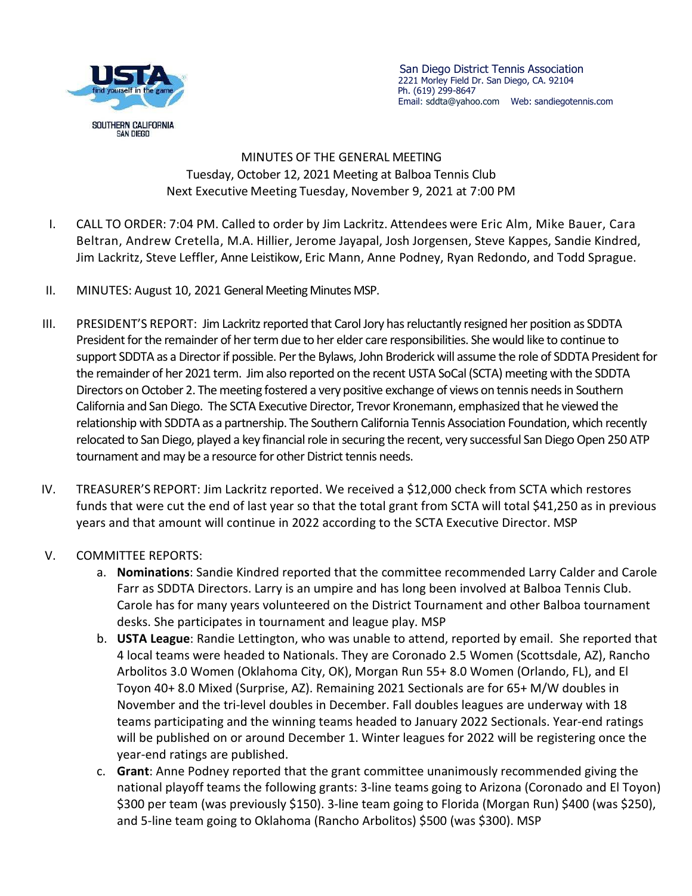San Diego District Tennis Association
2221 Morley Field Dr. San Diego, CA. 92104
Ph. (619) 299-8647
Email: sddta@yahoo.com Web: sandiegotennis.com

# MINUTES OF THE GENERAL MEETING

Tuesday, October 12, 2021 Meeting at Balboa Tennis Club
Next Executive Meeting Tuesday, November 9, 2021 at 7:00 PM

I. CALL TO ORDER: 7:04 PM. Called to order by Jim Lackritz. Attendees were Eric Alm, Mike Bauer, Cara Beltran, Andrew Cretella, M.A. Hillier, Jerome Jayapal, Josh Jorgensen, Steve Kappes, Sandie Kindred, Jim Lackritz, Steve Leffler, Anne Leistikow, Eric Mann, Anne Podney, Ryan Redondo, and Todd Sprague.

II. MINUTES: August 10, 2021 General Meeting Minutes MSP.

III. PRESIDENT'S REPORT: Jim Lackritz reported that Carol Jory has reluctantly resigned her position as SDDTA President for the remainder of her term due to her elder care responsibilities. She would like to continue to support SDDTA as a Director if possible. Per the Bylaws, John Broderick will assume the role of SDDTA President for the remainder of her 2021 term. Jim also reported on the recent USTA SoCal (SCTA) meeting with the SDDTA Directors on October 2. The meeting fostered a very positive exchange of views on tennis needs in Southern California and San Diego. The SCTA Executive Director, Trevor Kronemann, emphasized that he viewed the relationship with SDDTA as a partnership. The Southern California Tennis Association Foundation, which recently relocated to San Diego, played a key financial role in securing the recent, very successful San Diego Open 250 ATP tournament and may be a resource for other District tennis needs.

IV. TREASURER'S REPORT: Jim Lackritz reported. We received a $12,000 check from SCTA which restores funds that were cut the end of last year so that the total grant from SCTA will total $41,250 as in previous years and that amount will continue in 2022 according to the SCTA Executive Director. MSP

V. COMMITTEE REPORTS:

a. **Nominations**: Sandie Kindred reported that the committee recommended Larry Calder and Carole Farr as SDDTA Directors. Larry is an umpire and has long been involved at Balboa Tennis Club. Carole has for many years volunteered on the District Tournament and other Balboa tournament desks. She participates in tournament and league play. MSP

b. **USTA League**: Randie Lettington, who was unable to attend, reported by email. She reported that 4 local teams were headed to Nationals. They are Coronado 2.5 Women (Scottsdale, AZ), Rancho Arbolitos 3.0 Women (Oklahoma City, OK), Morgan Run 55+ 8.0 Women (Orlando, FL), and El Toyon 40+ 8.0 Mixed (Surprise, AZ). Remaining 2021 Sectionals are for 65+ M/W doubles in November and the tri-level doubles in December. Fall doubles leagues are underway with 18 teams participating and the winning teams headed to January 2022 Sectionals. Year-end ratings will be published on or around December 1. Winter leagues for 2022 will be registering once the year-end ratings are published.

c. **Grant**: Anne Podney reported that the grant committee unanimously recommended giving the national playoff teams the following grants: 3-line teams going to Arizona (Coronado and El Toyon) $300 per team (was previously $150). 3-line team going to Florida (Morgan Run) $400 (was $250), and 5-line team going to Oklahoma (Rancho Arbolitos) $500 (was $300). MSP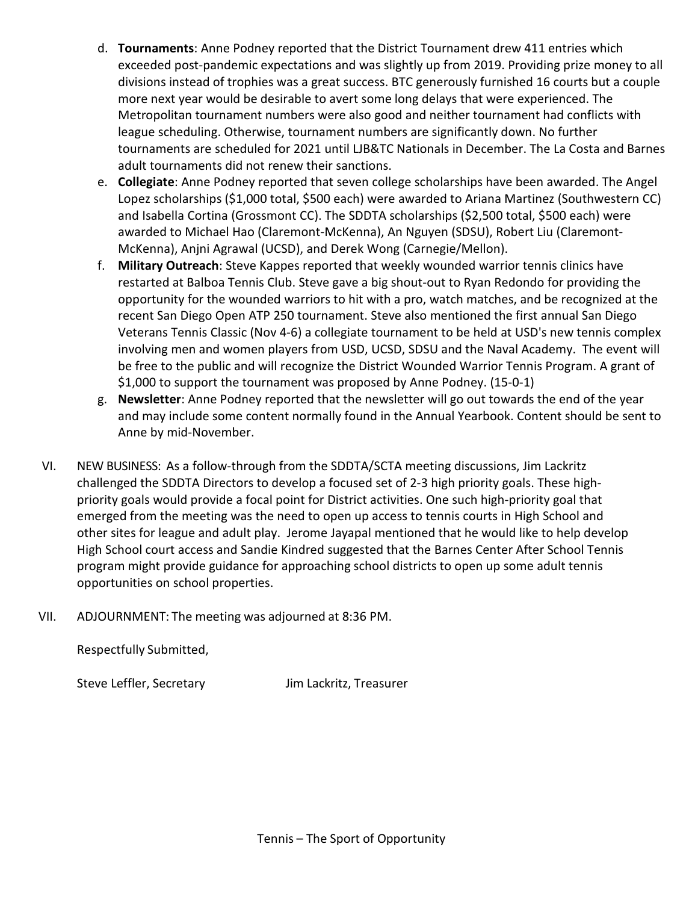d. **Tournaments**: Anne Podney reported that the District Tournament drew 411 entries which exceeded post-pandemic expectations and was slightly up from 2019. Providing prize money to all divisions instead of trophies was a great success. BTC generously furnished 16 courts but a couple more next year would be desirable to avert some long delays that were experienced. The Metropolitan tournament numbers were also good and neither tournament had conflicts with league scheduling. Otherwise, tournament numbers are significantly down. No further tournaments are scheduled for 2021 until LJB&TC Nationals in December. The La Costa and Barnes adult tournaments did not renew their sanctions.

e. **Collegiate**: Anne Podney reported that seven college scholarships have been awarded. The Angel Lopez scholarships ($1,000 total, $500 each) were awarded to Ariana Martinez (Southwestern CC) and Isabella Cortina (Grossmont CC). The SDDTA scholarships ($2,500 total, $500 each) were awarded to Michael Hao (Claremont-McKenna), An Nguyen (SDSU), Robert Liu (Claremont-McKenna), Anjni Agrawal (UCSD), and Derek Wong (Carnegie/Mellon).

f. **Military Outreach**: Steve Kappes reported that weekly wounded warrior tennis clinics have restarted at Balboa Tennis Club. Steve gave a big shout-out to Ryan Redondo for providing the opportunity for the wounded warriors to hit with a pro, watch matches, and be recognized at the recent San Diego Open ATP 250 tournament. Steve also mentioned the first annual San Diego Veterans Tennis Classic (Nov 4-6) a collegiate tournament to be held at USD's new tennis complex involving men and women players from USD, UCSD, SDSU and the Naval Academy. The event will be free to the public and will recognize the District Wounded Warrior Tennis Program. A grant of $1,000 to support the tournament was proposed by Anne Podney. (15-0-1)

g. **Newsletter**: Anne Podney reported that the newsletter will go out towards the end of the year and may include some content normally found in the Annual Yearbook. Content should be sent to Anne by mid-November.

VI. NEW BUSINESS: As a follow-through from the SDDTA/SCTA meeting discussions, Jim Lackritz challenged the SDDTA Directors to develop a focused set of 2-3 high priority goals. These high-priority goals would provide a focal point for District activities. One such high-priority goal that emerged from the meeting was the need to open up access to tennis courts in High School and other sites for league and adult play. Jerome Jayapal mentioned that he would like to help develop High School court access and Sandie Kindred suggested that the Barnes Center After School Tennis program might provide guidance for approaching school districts to open up some adult tennis opportunities on school properties.

VII. ADJOURNMENT: The meeting was adjourned at 8:36 PM.

Respectfully Submitted,

Steve Leffler, Secretary          Jim Lackritz, Treasurer

Tennis – The Sport of Opportunity